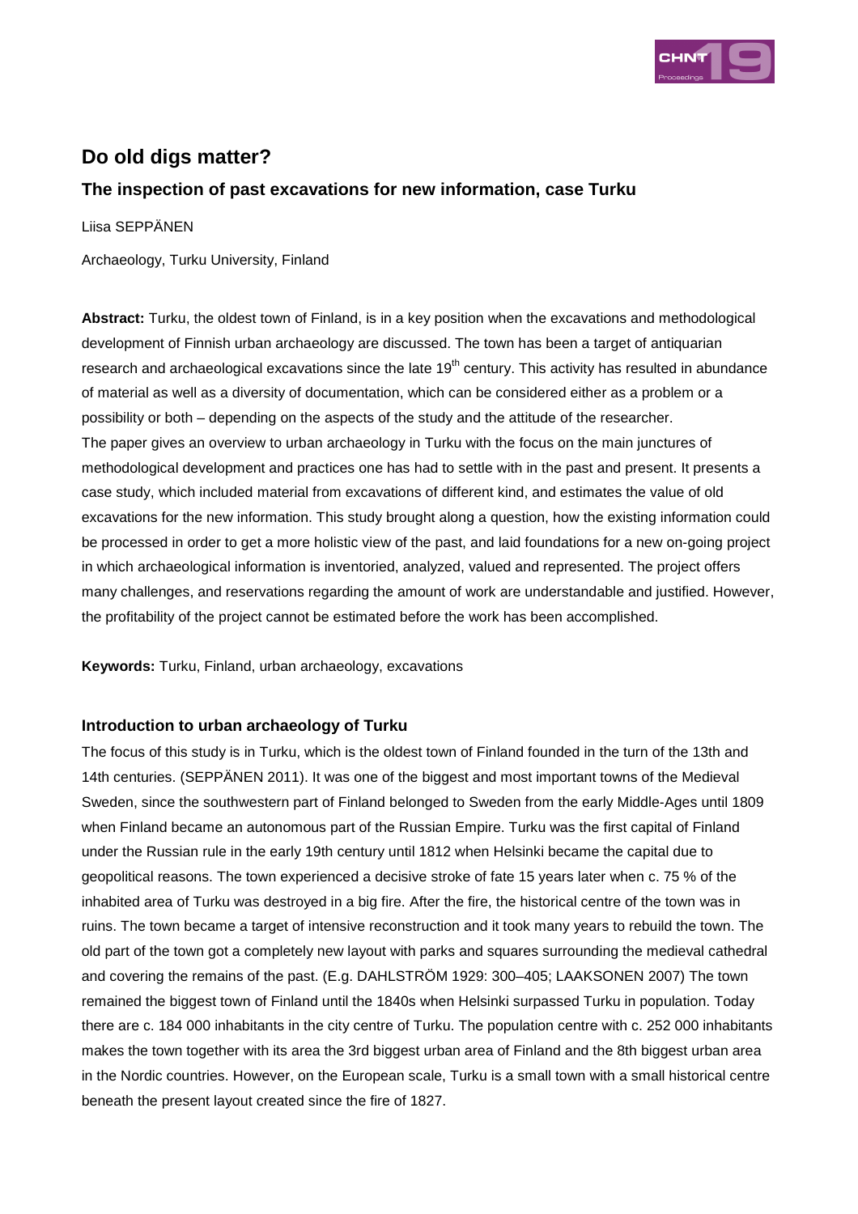# Do old digs matter?

## The inspection of past excavations for new information, case Turku

Liisa SEPPÄNEN

Archaeology, Turku University, Finland

**Abstract:** Turku, the oldest town of Finland, is in a key position when the excavations and methodological development of Finnish urban archaeology are discussed. The town has been a target of antiquarian research and archaeological excavations since the late 19$^{th}$ century. This activity has resulted in abundance of material as well as a diversity of documentation, which can be considered either as a problem or a possibility or both – depending on the aspects of the study and the attitude of the researcher.
The paper gives an overview to urban archaeology in Turku with the focus on the main junctures of methodological development and practices one has had to settle with in the past and present. It presents a case study, which included material from excavations of different kind, and estimates the value of old excavations for the new information. This study brought along a question, how the existing information could be processed in order to get a more holistic view of the past, and laid foundations for a new on-going project in which archaeological information is inventoried, analyzed, valued and represented. The project offers many challenges, and reservations regarding the amount of work are understandable and justified. However, the profitability of the project cannot be estimated before the work has been accomplished.

**Keywords:** Turku, Finland, urban archaeology, excavations

### Introduction to urban archaeology of Turku

The focus of this study is in Turku, which is the oldest town of Finland founded in the turn of the 13th and 14th centuries. (SEPPÄNEN 2011). It was one of the biggest and most important towns of the Medieval Sweden, since the southwestern part of Finland belonged to Sweden from the early Middle-Ages until 1809 when Finland became an autonomous part of the Russian Empire. Turku was the first capital of Finland under the Russian rule in the early 19th century until 1812 when Helsinki became the capital due to geopolitical reasons. The town experienced a decisive stroke of fate 15 years later when c. 75 % of the inhabited area of Turku was destroyed in a big fire. After the fire, the historical centre of the town was in ruins. The town became a target of intensive reconstruction and it took many years to rebuild the town. The old part of the town got a completely new layout with parks and squares surrounding the medieval cathedral and covering the remains of the past. (E.g. DAHLSTRÖM 1929: 300–405; LAAKSONEN 2007) The town remained the biggest town of Finland until the 1840s when Helsinki surpassed Turku in population. Today there are c. 184 000 inhabitants in the city centre of Turku. The population centre with c. 252 000 inhabitants makes the town together with its area the 3rd biggest urban area of Finland and the 8th biggest urban area in the Nordic countries. However, on the European scale, Turku is a small town with a small historical centre beneath the present layout created since the fire of 1827.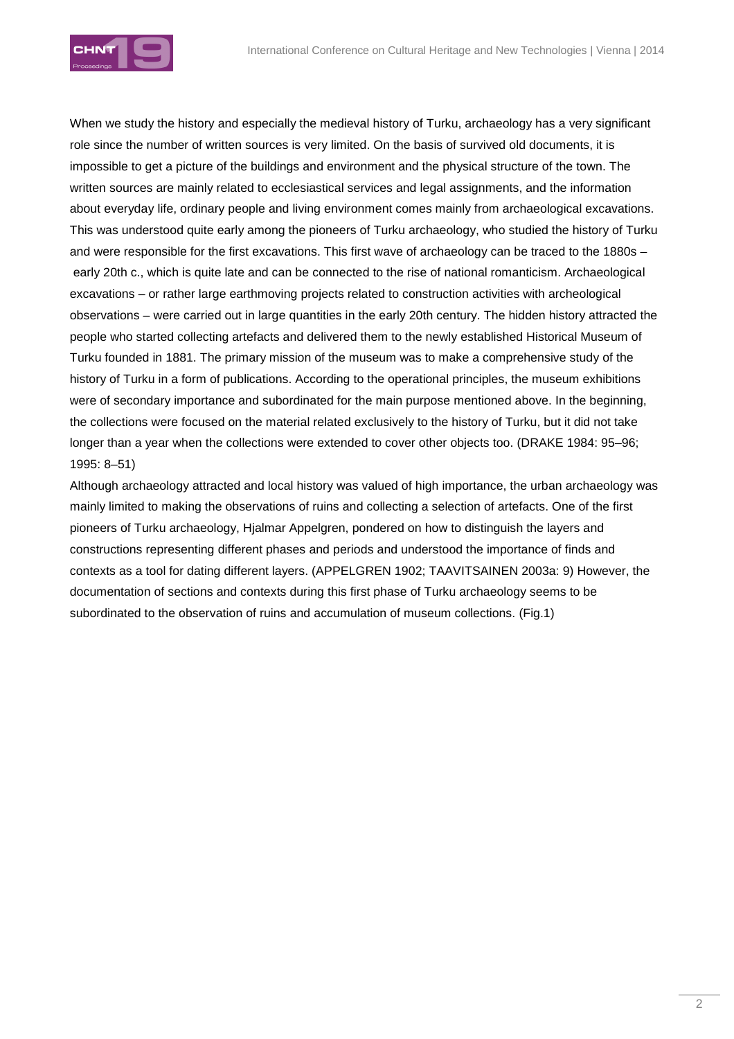When we study the history and especially the medieval history of Turku, archaeology has a very significant role since the number of written sources is very limited. On the basis of survived old documents, it is impossible to get a picture of the buildings and environment and the physical structure of the town. The written sources are mainly related to ecclesiastical services and legal assignments, and the information about everyday life, ordinary people and living environment comes mainly from archaeological excavations. This was understood quite early among the pioneers of Turku archaeology, who studied the history of Turku and were responsible for the first excavations. This first wave of archaeology can be traced to the 1880s – early 20th c., which is quite late and can be connected to the rise of national romanticism. Archaeological excavations – or rather large earthmoving projects related to construction activities with archeological observations – were carried out in large quantities in the early 20th century. The hidden history attracted the people who started collecting artefacts and delivered them to the newly established Historical Museum of Turku founded in 1881. The primary mission of the museum was to make a comprehensive study of the history of Turku in a form of publications. According to the operational principles, the museum exhibitions were of secondary importance and subordinated for the main purpose mentioned above. In the beginning, the collections were focused on the material related exclusively to the history of Turku, but it did not take longer than a year when the collections were extended to cover other objects too. (DRAKE 1984: 95–96; 1995: 8–51)

Although archaeology attracted and local history was valued of high importance, the urban archaeology was mainly limited to making the observations of ruins and collecting a selection of artefacts. One of the first pioneers of Turku archaeology, Hjalmar Appelgren, pondered on how to distinguish the layers and constructions representing different phases and periods and understood the importance of finds and contexts as a tool for dating different layers. (APPELGREN 1902; TAAVITSAINEN 2003a: 9) However, the documentation of sections and contexts during this first phase of Turku archaeology seems to be subordinated to the observation of ruins and accumulation of museum collections. (Fig.1)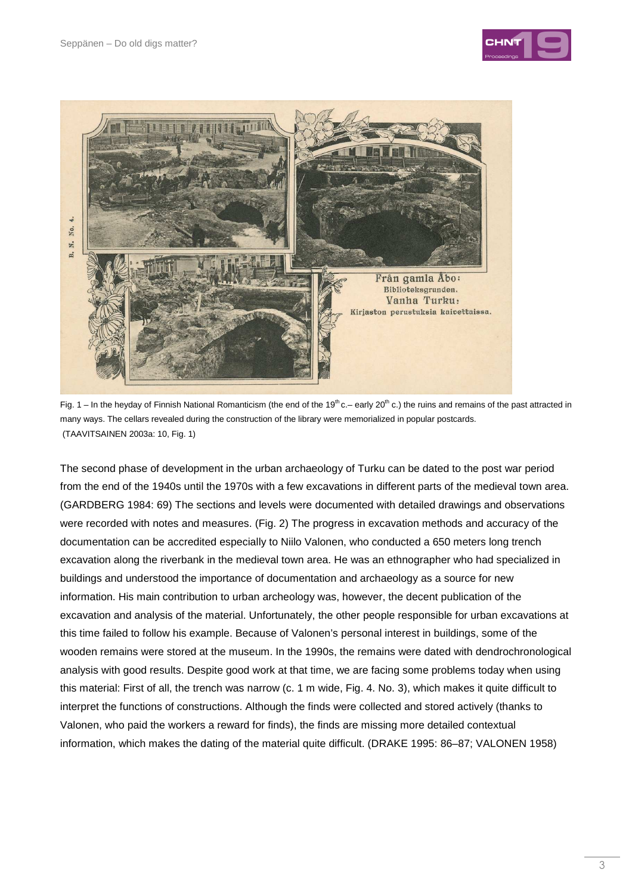Fig. 1 – In the heyday of Finnish National Romanticism (the end of the 19th c.– early 20th c.) the ruins and remains of the past attracted in many ways. The cellars revealed during the construction of the library were memorialized in popular postcards. (TAAVITSAINEN 2003a: 10, Fig. 1)

The second phase of development in the urban archaeology of Turku can be dated to the post war period from the end of the 1940s until the 1970s with a few excavations in different parts of the medieval town area. (GARDBERG 1984: 69) The sections and levels were documented with detailed drawings and observations were recorded with notes and measures. (Fig. 2) The progress in excavation methods and accuracy of the documentation can be accredited especially to Niilo Valonen, who conducted a 650 meters long trench excavation along the riverbank in the medieval town area. He was an ethnographer who had specialized in buildings and understood the importance of documentation and archaeology as a source for new information. His main contribution to urban archeology was, however, the decent publication of the excavation and analysis of the material. Unfortunately, the other people responsible for urban excavations at this time failed to follow his example. Because of Valonen's personal interest in buildings, some of the wooden remains were stored at the museum. In the 1990s, the remains were dated with dendrochronological analysis with good results. Despite good work at that time, we are facing some problems today when using this material: First of all, the trench was narrow (c. 1 m wide, Fig. 4. No. 3), which makes it quite difficult to interpret the functions of constructions. Although the finds were collected and stored actively (thanks to Valonen, who paid the workers a reward for finds), the finds are missing more detailed contextual information, which makes the dating of the material quite difficult. (DRAKE 1995: 86–87; VALONEN 1958)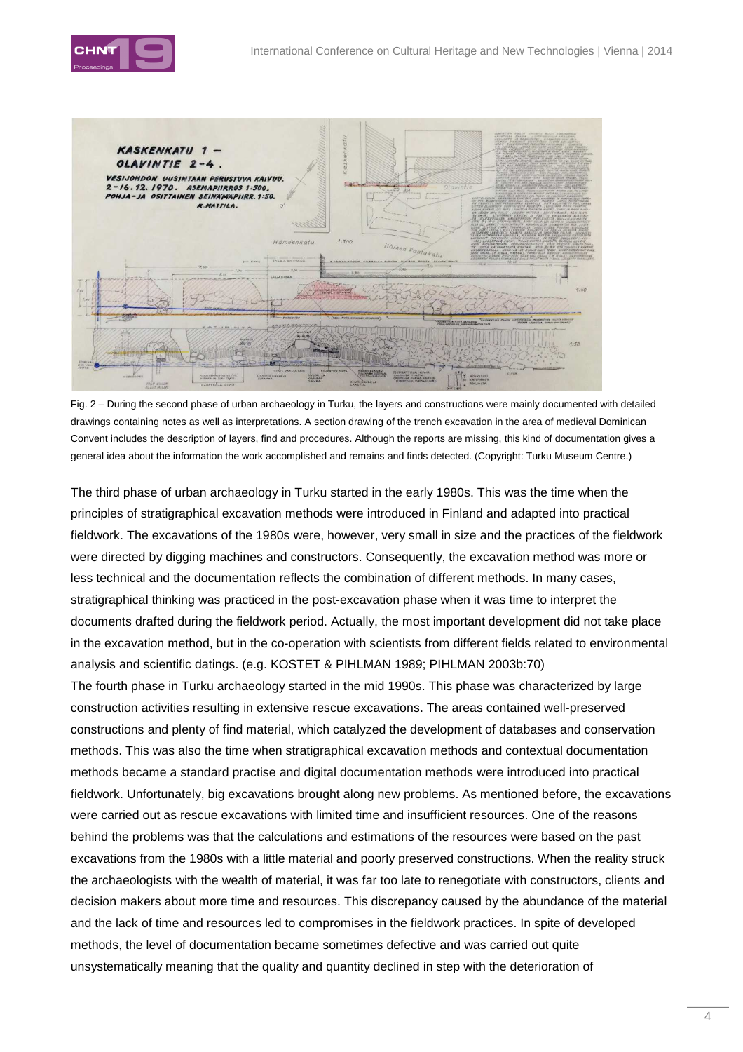Fig. 2 – During the second phase of urban archaeology in Turku, the layers and constructions were mainly documented with detailed drawings containing notes as well as interpretations. A section drawing of the trench excavation in the area of medieval Dominican Convent includes the description of layers, find and procedures. Although the reports are missing, this kind of documentation gives a general idea about the information the work accomplished and remains and finds detected. (Copyright: Turku Museum Centre.)

The third phase of urban archaeology in Turku started in the early 1980s. This was the time when the principles of stratigraphical excavation methods were introduced in Finland and adapted into practical fieldwork. The excavations of the 1980s were, however, very small in size and the practices of the fieldwork were directed by digging machines and constructors. Consequently, the excavation method was more or less technical and the documentation reflects the combination of different methods. In many cases, stratigraphical thinking was practiced in the post-excavation phase when it was time to interpret the documents drafted during the fieldwork period. Actually, the most important development did not take place in the excavation method, but in the co-operation with scientists from different fields related to environmental analysis and scientific datings. (e.g. KOSTET & PIHLMAN 1989; PIHLMAN 2003b:70)

The fourth phase in Turku archaeology started in the mid 1990s. This phase was characterized by large construction activities resulting in extensive rescue excavations. The areas contained well-preserved constructions and plenty of find material, which catalyzed the development of databases and conservation methods. This was also the time when stratigraphical excavation methods and contextual documentation methods became a standard practise and digital documentation methods were introduced into practical fieldwork. Unfortunately, big excavations brought along new problems. As mentioned before, the excavations were carried out as rescue excavations with limited time and insufficient resources. One of the reasons behind the problems was that the calculations and estimations of the resources were based on the past excavations from the 1980s with a little material and poorly preserved constructions. When the reality struck the archaeologists with the wealth of material, it was far too late to renegotiate with constructors, clients and decision makers about more time and resources. This discrepancy caused by the abundance of the material and the lack of time and resources led to compromises in the fieldwork practices. In spite of developed methods, the level of documentation became sometimes defective and was carried out quite unsystematically meaning that the quality and quantity declined in step with the deterioration of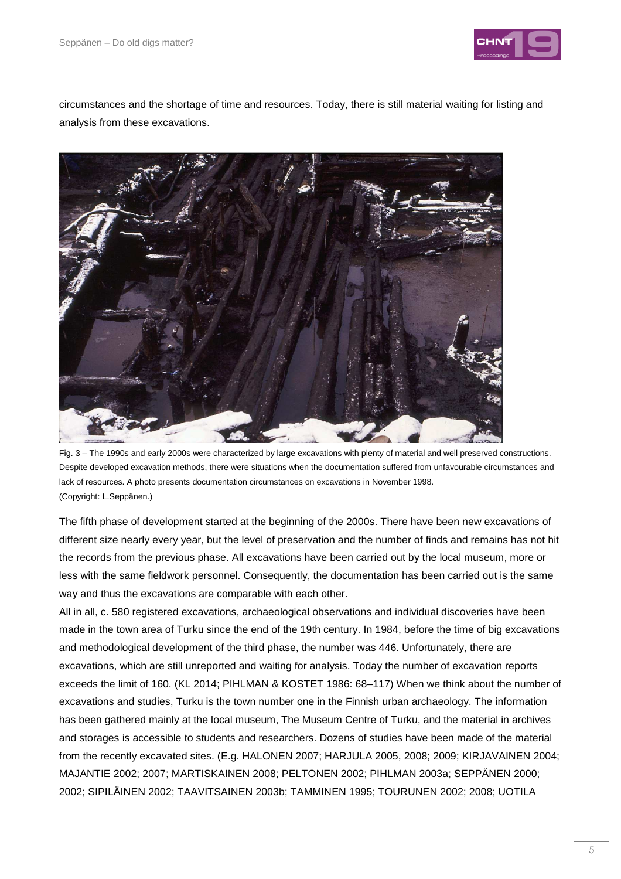circumstances and the shortage of time and resources. Today, there is still material waiting for listing and analysis from these excavations.

Fig. 3 – The 1990s and early 2000s were characterized by large excavations with plenty of material and well preserved constructions. Despite developed excavation methods, there were situations when the documentation suffered from unfavourable circumstances and lack of resources. A photo presents documentation circumstances on excavations in November 1998. (Copyright: L.Seppänen.)

The fifth phase of development started at the beginning of the 2000s. There have been new excavations of different size nearly every year, but the level of preservation and the number of finds and remains has not hit the records from the previous phase. All excavations have been carried out by the local museum, more or less with the same fieldwork personnel. Consequently, the documentation has been carried out is the same way and thus the excavations are comparable with each other.

All in all, c. 580 registered excavations, archaeological observations and individual discoveries have been made in the town area of Turku since the end of the 19th century. In 1984, before the time of big excavations and methodological development of the third phase, the number was 446. Unfortunately, there are excavations, which are still unreported and waiting for analysis. Today the number of excavation reports exceeds the limit of 160. (KL 2014; PIHLMAN & KOSTET 1986: 68–117) When we think about the number of excavations and studies, Turku is the town number one in the Finnish urban archaeology. The information has been gathered mainly at the local museum, The Museum Centre of Turku, and the material in archives and storages is accessible to students and researchers. Dozens of studies have been made of the material from the recently excavated sites. (E.g. HALONEN 2007; HARJULA 2005, 2008; 2009; KIRJAVAINEN 2004; MAJANTIE 2002; 2007; MARTISKAINEN 2008; PELTONEN 2002; PIHLMAN 2003a; SEPPÄNEN 2000; 2002; SIPILÄINEN 2002; TAAVITSAINEN 2003b; TAMMINEN 1995; TOURUNEN 2002; 2008; UOTILA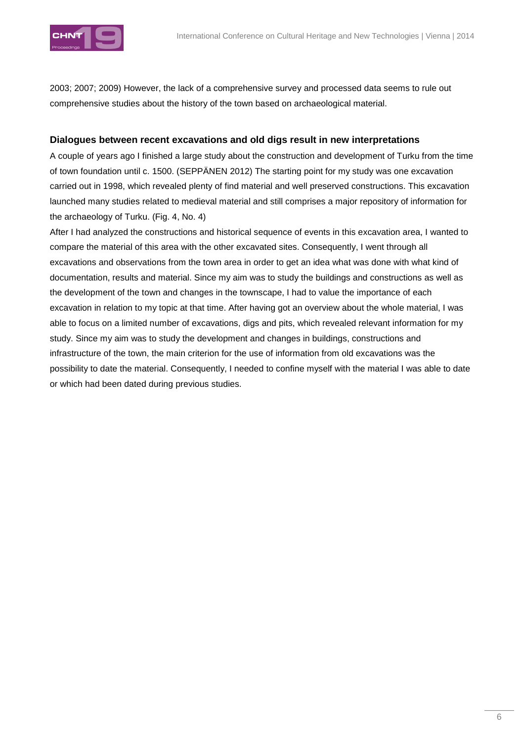2003; 2007; 2009) However, the lack of a comprehensive survey and processed data seems to rule out comprehensive studies about the history of the town based on archaeological material.

## Dialogues between recent excavations and old digs result in new interpretations

A couple of years ago I finished a large study about the construction and development of Turku from the time of town foundation until c. 1500. (SEPPÄNEN 2012) The starting point for my study was one excavation carried out in 1998, which revealed plenty of find material and well preserved constructions. This excavation launched many studies related to medieval material and still comprises a major repository of information for the archaeology of Turku. (Fig. 4, No. 4)

After I had analyzed the constructions and historical sequence of events in this excavation area, I wanted to compare the material of this area with the other excavated sites. Consequently, I went through all excavations and observations from the town area in order to get an idea what was done with what kind of documentation, results and material. Since my aim was to study the buildings and constructions as well as the development of the town and changes in the townscape, I had to value the importance of each excavation in relation to my topic at that time. After having got an overview about the whole material, I was able to focus on a limited number of excavations, digs and pits, which revealed relevant information for my study. Since my aim was to study the development and changes in buildings, constructions and infrastructure of the town, the main criterion for the use of information from old excavations was the possibility to date the material. Consequently, I needed to confine myself with the material I was able to date or which had been dated during previous studies.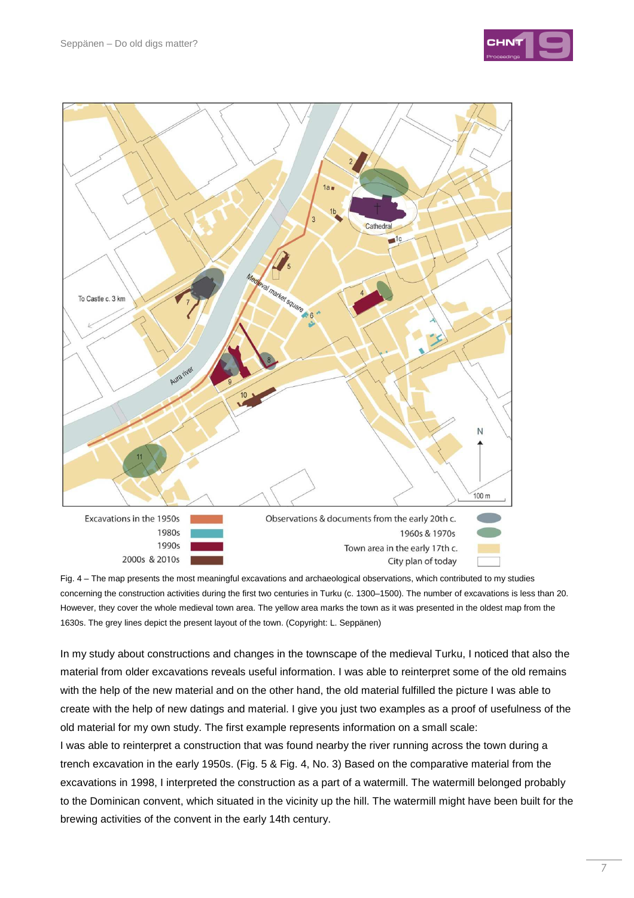Fig. 4 – The map presents the most meaningful excavations and archaeological observations, which contributed to my studies concerning the construction activities during the first two centuries in Turku (c. 1300–1500). The number of excavations is less than 20. However, they cover the whole medieval town area. The yellow area marks the town as it was presented in the oldest map from the 1630s. The grey lines depict the present layout of the town. (Copyright: L. Seppänen)

In my study about constructions and changes in the townscape of the medieval Turku, I noticed that also the material from older excavations reveals useful information. I was able to reinterpret some of the old remains with the help of the new material and on the other hand, the old material fulfilled the picture I was able to create with the help of new datings and material. I give you just two examples as a proof of usefulness of the old material for my own study. The first example represents information on a small scale:

I was able to reinterpret a construction that was found nearby the river running across the town during a trench excavation in the early 1950s. (Fig. 5 & Fig. 4, No. 3) Based on the comparative material from the excavations in 1998, I interpreted the construction as a part of a watermill. The watermill belonged probably to the Dominican convent, which situated in the vicinity up the hill. The watermill might have been built for the brewing activities of the convent in the early 14th century.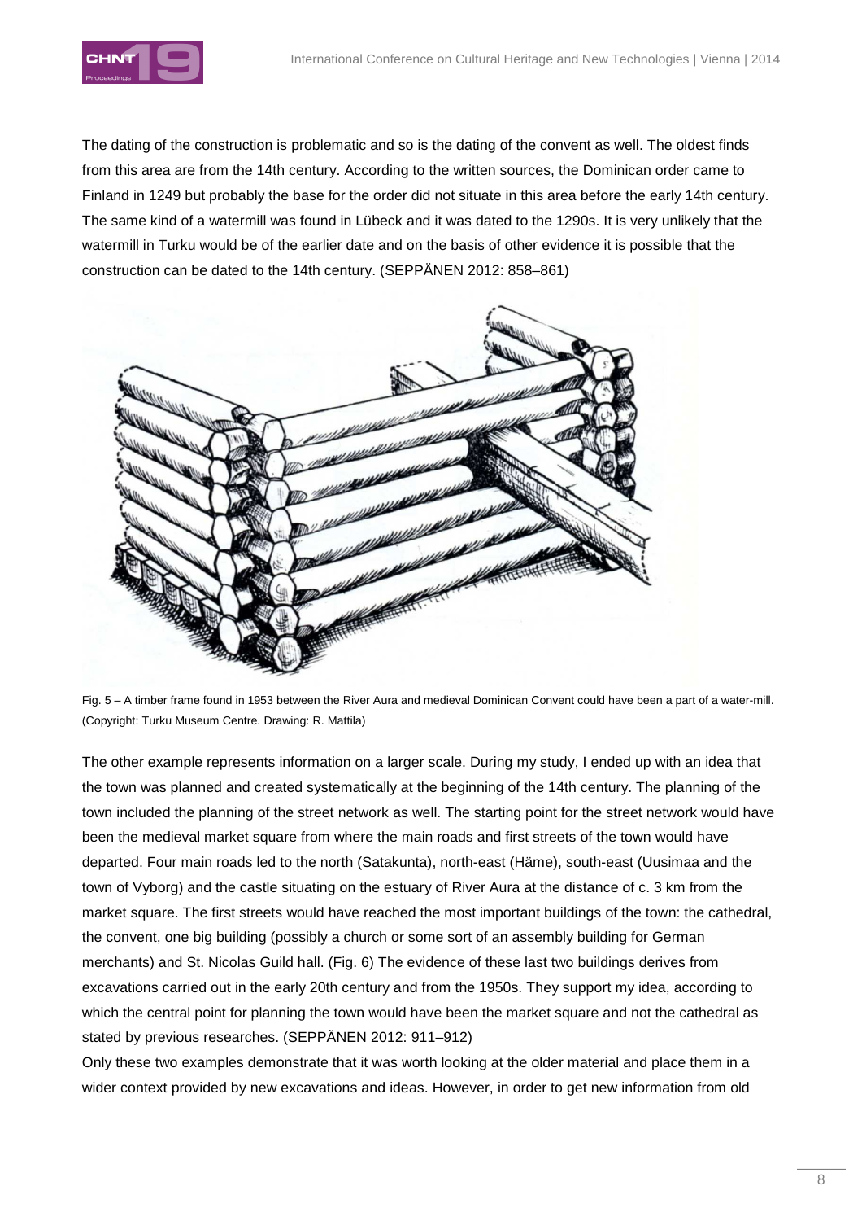The dating of the construction is problematic and so is the dating of the convent as well. The oldest finds from this area are from the 14th century. According to the written sources, the Dominican order came to Finland in 1249 but probably the base for the order did not situate in this area before the early 14th century. The same kind of a watermill was found in Lübeck and it was dated to the 1290s. It is very unlikely that the watermill in Turku would be of the earlier date and on the basis of other evidence it is possible that the construction can be dated to the 14th century. (SEPPÄNEN 2012: 858–861)

Fig. 5 – A timber frame found in 1953 between the River Aura and medieval Dominican Convent could have been a part of a water-mill. (Copyright: Turku Museum Centre. Drawing: R. Mattila)

The other example represents information on a larger scale. During my study, I ended up with an idea that the town was planned and created systematically at the beginning of the 14th century. The planning of the town included the planning of the street network as well. The starting point for the street network would have been the medieval market square from where the main roads and first streets of the town would have departed. Four main roads led to the north (Satakunta), north-east (Häme), south-east (Uusimaa and the town of Vyborg) and the castle situating on the estuary of River Aura at the distance of c. 3 km from the market square. The first streets would have reached the most important buildings of the town: the cathedral, the convent, one big building (possibly a church or some sort of an assembly building for German merchants) and St. Nicolas Guild hall. (Fig. 6) The evidence of these last two buildings derives from excavations carried out in the early 20th century and from the 1950s. They support my idea, according to which the central point for planning the town would have been the market square and not the cathedral as stated by previous researches. (SEPPÄNEN 2012: 911–912)

Only these two examples demonstrate that it was worth looking at the older material and place them in a wider context provided by new excavations and ideas. However, in order to get new information from old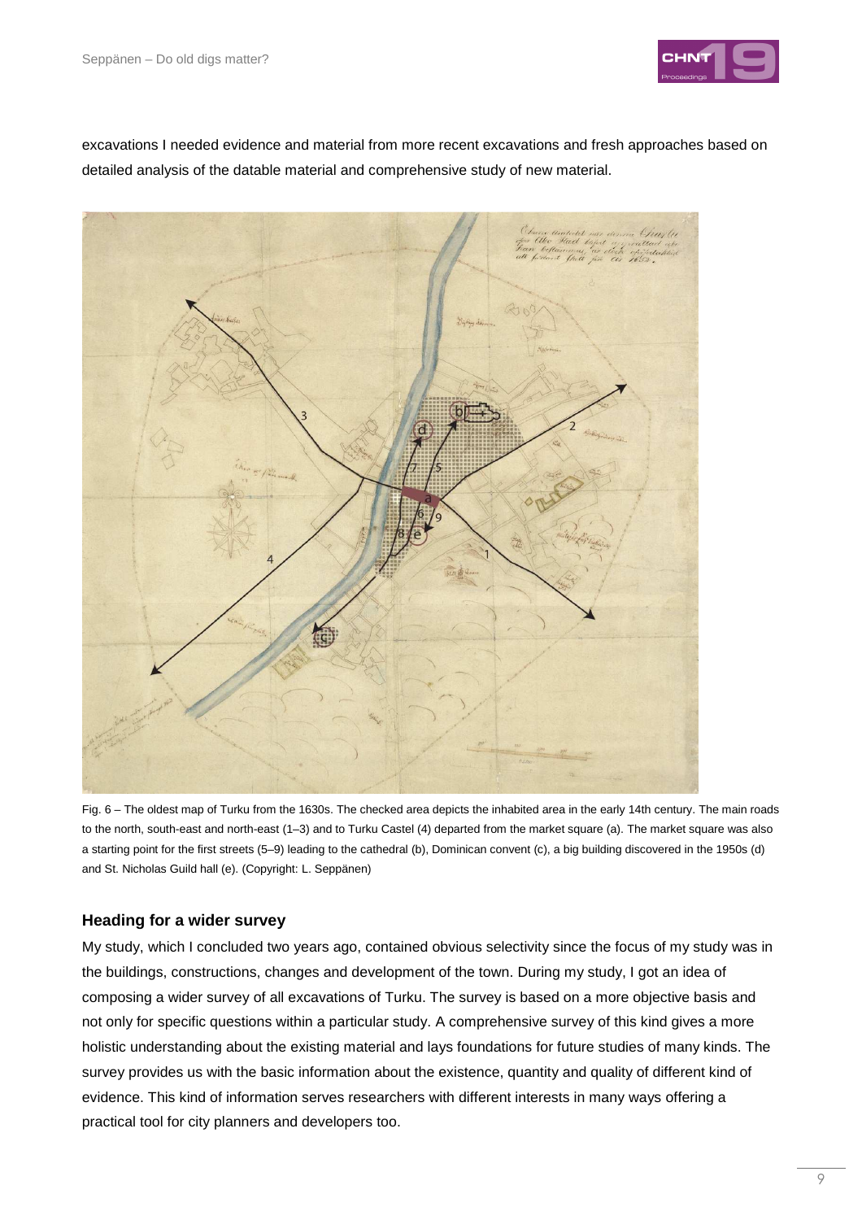excavations I needed evidence and material from more recent excavations and fresh approaches based on detailed analysis of the datable material and comprehensive study of new material.

Fig. 6 – The oldest map of Turku from the 1630s. The checked area depicts the inhabited area in the early 14th century. The main roads to the north, south-east and north-east (1–3) and to Turku Castel (4) departed from the market square (a). The market square was also a starting point for the first streets (5–9) leading to the cathedral (b), Dominican convent (c), a big building discovered in the 1950s (d) and St. Nicholas Guild hall (e). (Copyright: L. Seppänen)

### Heading for a wider survey

My study, which I concluded two years ago, contained obvious selectivity since the focus of my study was in the buildings, constructions, changes and development of the town. During my study, I got an idea of composing a wider survey of all excavations of Turku. The survey is based on a more objective basis and not only for specific questions within a particular study. A comprehensive survey of this kind gives a more holistic understanding about the existing material and lays foundations for future studies of many kinds. The survey provides us with the basic information about the existence, quantity and quality of different kind of evidence. This kind of information serves researchers with different interests in many ways offering a practical tool for city planners and developers too.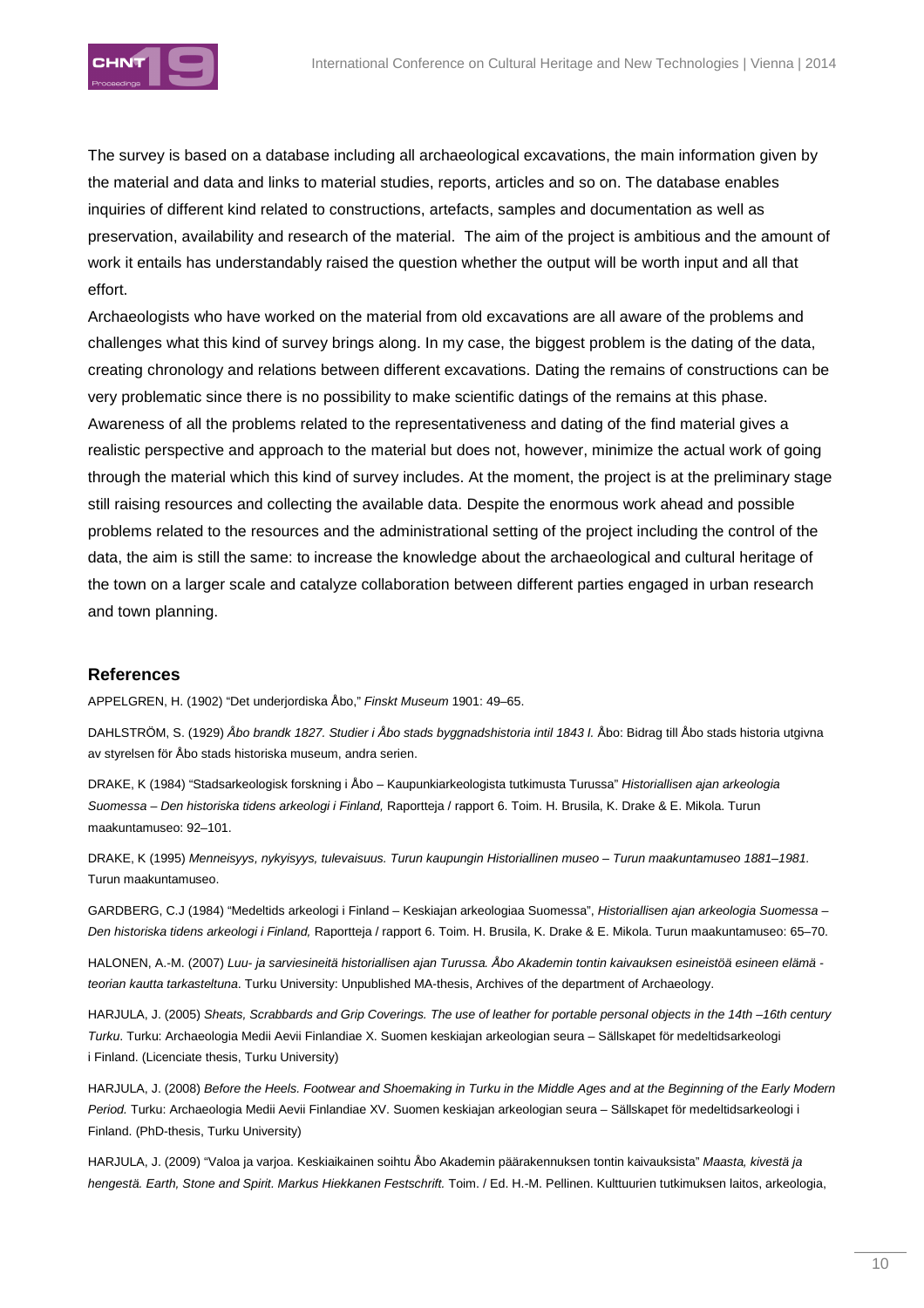The survey is based on a database including all archaeological excavations, the main information given by the material and data and links to material studies, reports, articles and so on. The database enables inquiries of different kind related to constructions, artefacts, samples and documentation as well as preservation, availability and research of the material. The aim of the project is ambitious and the amount of work it entails has understandably raised the question whether the output will be worth input and all that effort.

Archaeologists who have worked on the material from old excavations are all aware of the problems and challenges what this kind of survey brings along. In my case, the biggest problem is the dating of the data, creating chronology and relations between different excavations. Dating the remains of constructions can be very problematic since there is no possibility to make scientific datings of the remains at this phase. Awareness of all the problems related to the representativeness and dating of the find material gives a realistic perspective and approach to the material but does not, however, minimize the actual work of going through the material which this kind of survey includes. At the moment, the project is at the preliminary stage still raising resources and collecting the available data. Despite the enormous work ahead and possible problems related to the resources and the administrational setting of the project including the control of the data, the aim is still the same: to increase the knowledge about the archaeological and cultural heritage of the town on a larger scale and catalyze collaboration between different parties engaged in urban research and town planning.

## References

APPELGREN, H. (1902) "Det underjordiska Åbo," *Finskt Museum* 1901: 49–65.

DAHLSTRÖM, S. (1929) *Åbo brandk 1827. Studier i Åbo stads byggnadshistoria intil 1843 I.* Åbo: Bidrag till Åbo stads historia utgivna av styrelsen för Åbo stads historiska museum, andra serien.

DRAKE, K (1984) "Stadsarkeologisk forskning i Åbo – Kaupunkiarkeologista tutkimusta Turussa" *Historiallisen ajan arkeologia Suomessa – Den historiska tidens arkeologi i Finland,* Raportteja / rapport 6. Toim. H. Brusila, K. Drake & E. Mikola. Turun maakuntamuseo: 92–101.

DRAKE, K (1995) *Menneisyys, nykyisyys, tulevaisuus. Turun kaupungin Historiallinen museo – Turun maakuntamuseo 1881–1981.* Turun maakuntamuseo.

GARDBERG, C.J (1984) "Medeltids arkeologi i Finland – Keskiajan arkeologiaa Suomessa", *Historiallisen ajan arkeologia Suomessa – Den historiska tidens arkeologi i Finland,* Raportteja / rapport 6. Toim. H. Brusila, K. Drake & E. Mikola. Turun maakuntamuseo: 65–70.

HALONEN, A.-M. (2007) *Luu- ja sarviesineitä historiallisen ajan Turussa. Åbo Akademin tontin kaivauksen esineistöä esineen elämä -teorian kautta tarkasteltuna*. Turku University: Unpublished MA-thesis, Archives of the department of Archaeology.

HARJULA, J. (2005) *Sheats, Scrabbards and Grip Coverings. The use of leather for portable personal objects in the 14th –16th century Turku*. Turku: Archaeologia Medii Aevii Finlandiae X. Suomen keskiajan arkeologian seura – Sällskapet för medeltidsarkeologi i Finland. (Licenciate thesis, Turku University)

HARJULA, J. (2008) *Before the Heels. Footwear and Shoemaking in Turku in the Middle Ages and at the Beginning of the Early Modern Period.* Turku: Archaeologia Medii Aevii Finlandiae XV. Suomen keskiajan arkeologian seura – Sällskapet för medeltidsarkeologi i Finland. (PhD-thesis, Turku University)

HARJULA, J. (2009) "Valoa ja varjoa. Keskiaikainen soihtu Åbo Akademin päärakennuksen tontin kaivauksista" *Maasta, kivestä ja hengestä. Earth, Stone and Spirit. Markus Hiekkanen Festschrift.* Toim. / Ed. H.-M. Pellinen. Kulttuurien tutkimuksen laitos, arkeologia,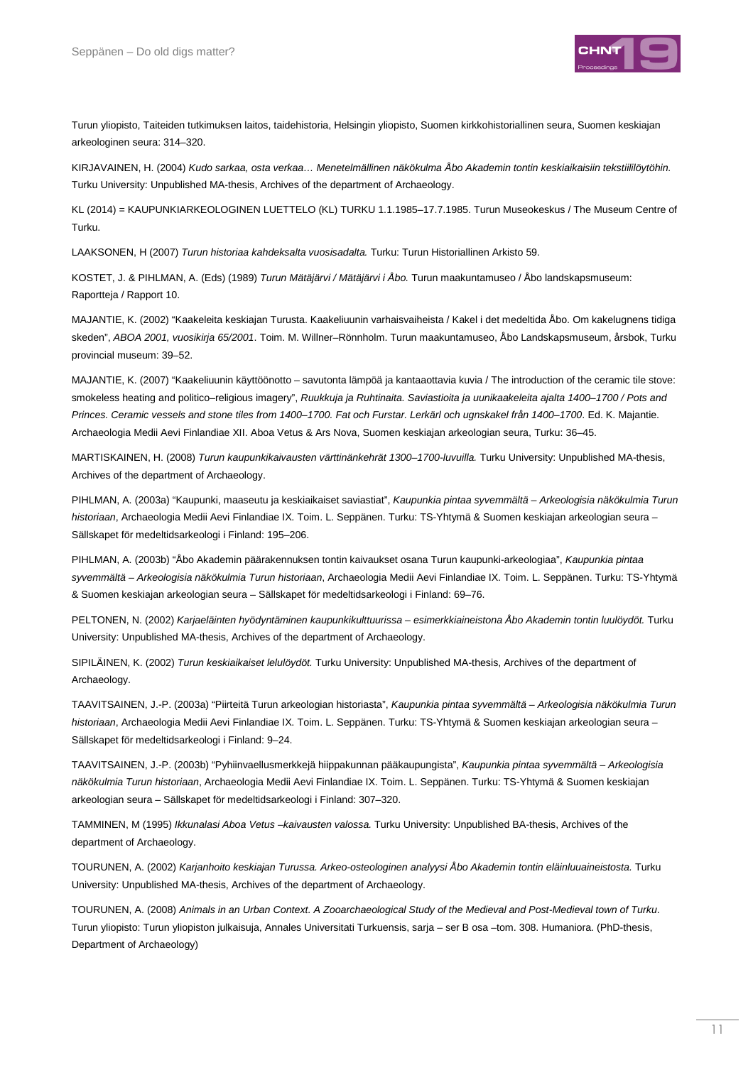Turun yliopisto, Taiteiden tutkimuksen laitos, taidehistoria, Helsingin yliopisto, Suomen kirkkohistoriallinen seura, Suomen keskiajan arkeologinen seura: 314–320.

KIRJAVAINEN, H. (2004) *Kudo sarkaa, osta verkaa… Menetelmällinen näkökulma Åbo Akademin tontin keskiaikaisiin tekstiililöytöhin.* Turku University: Unpublished MA-thesis, Archives of the department of Archaeology.

KL (2014) = KAUPUNKIARKEOLOGINEN LUETTELO (KL) TURKU 1.1.1985–17.7.1985. Turun Museokeskus / The Museum Centre of Turku.

LAAKSONEN, H (2007) *Turun historiaa kahdeksalta vuosisadalta.* Turku: Turun Historiallinen Arkisto 59.

KOSTET, J. & PIHLMAN, A. (Eds) (1989) *Turun Mätäjärvi / Mätäjärvi i Åbo.* Turun maakuntamuseo / Åbo landskapsmuseum: Raportteja / Rapport 10.

MAJANTIE, K. (2002) "Kaakeleita keskiajan Turusta. Kaakeliuunin varhaisvaiheista / Kakel i det medeltida Åbo. Om kakelugnens tidiga skeden", *ABOA 2001, vuosikirja 65/2001*. Toim. M. Willner–Rönnholm. Turun maakuntamuseo, Åbo Landskapsmuseum, årsbok, Turku provincial museum: 39–52.

MAJANTIE, K. (2007) "Kaakeliuunin käyttöönotto – savutonta lämpöä ja kantaaottavia kuvia / The introduction of the ceramic tile stove: smokeless heating and politico–religious imagery", *Ruukkuja ja Ruhtinaita. Saviastioita ja uunikaakeleita ajalta 1400–1700 / Pots and Princes. Ceramic vessels and stone tiles from 1400–1700. Fat och Furstar. Lerkärl och ugnskakel från 1400–1700*. Ed. K. Majantie. Archaeologia Medii Aevi Finlandiae XII. Aboa Vetus & Ars Nova, Suomen keskiajan arkeologian seura, Turku: 36–45.

MARTISKAINEN, H. (2008) *Turun kaupunkikaivausten värttinänkehrät 1300–1700-luvuilla.* Turku University: Unpublished MA-thesis, Archives of the department of Archaeology.

PIHLMAN, A. (2003a) "Kaupunki, maaseutu ja keskiaikaiset saviastiat", *Kaupunkia pintaa syvemmältä – Arkeologisia näkökulmia Turun historiaan*, Archaeologia Medii Aevi Finlandiae IX. Toim. L. Seppänen. Turku: TS-Yhtymä & Suomen keskiajan arkeologian seura – Sällskapet för medeltidsarkeologi i Finland: 195–206.

PIHLMAN, A. (2003b) "Åbo Akademin päärakennuksen tontin kaivaukset osana Turun kaupunki-arkeologiaa", *Kaupunkia pintaa syvemmältä – Arkeologisia näkökulmia Turun historiaan*, Archaeologia Medii Aevi Finlandiae IX. Toim. L. Seppänen. Turku: TS-Yhtymä & Suomen keskiajan arkeologian seura – Sällskapet för medeltidsarkeologi i Finland: 69–76.

PELTONEN, N. (2002) *Karjaeläinten hyödyntäminen kaupunkikulttuurissa – esimerkkiaineistona Åbo Akademin tontin luulöydöt.* Turku University: Unpublished MA-thesis, Archives of the department of Archaeology.

SIPILÄINEN, K. (2002) *Turun keskiaikaiset lelulöydöt.* Turku University: Unpublished MA-thesis, Archives of the department of Archaeology.

TAAVITSAINEN, J.-P. (2003a) "Piirteitä Turun arkeologian historiasta", *Kaupunkia pintaa syvemmältä – Arkeologisia näkökulmia Turun historiaan*, Archaeologia Medii Aevi Finlandiae IX. Toim. L. Seppänen. Turku: TS-Yhtymä & Suomen keskiajan arkeologian seura – Sällskapet för medeltidsarkeologi i Finland: 9–24.

TAAVITSAINEN, J.-P. (2003b) "Pyhiinvaellusmerkkejä hiippakunnan pääkaupungista", *Kaupunkia pintaa syvemmältä – Arkeologisia näkökulmia Turun historiaan*, Archaeologia Medii Aevi Finlandiae IX. Toim. L. Seppänen. Turku: TS-Yhtymä & Suomen keskiajan arkeologian seura – Sällskapet för medeltidsarkeologi i Finland: 307–320.

TAMMINEN, M (1995) *Ikkunalasi Aboa Vetus –kaivausten valossa.* Turku University: Unpublished BA-thesis, Archives of the department of Archaeology.

TOURUNEN, A. (2002) *Karjanhoito keskiajan Turussa. Arkeo-osteologinen analyysi Åbo Akademin tontin eläinluuaineistosta.* Turku University: Unpublished MA-thesis, Archives of the department of Archaeology.

TOURUNEN, A. (2008) *Animals in an Urban Context. A Zooarchaeological Study of the Medieval and Post-Medieval town of Turku*. Turun yliopisto: Turun yliopiston julkaisuja, Annales Universitati Turkuensis, sarja – ser B osa –tom. 308. Humaniora. (PhD-thesis, Department of Archaeology)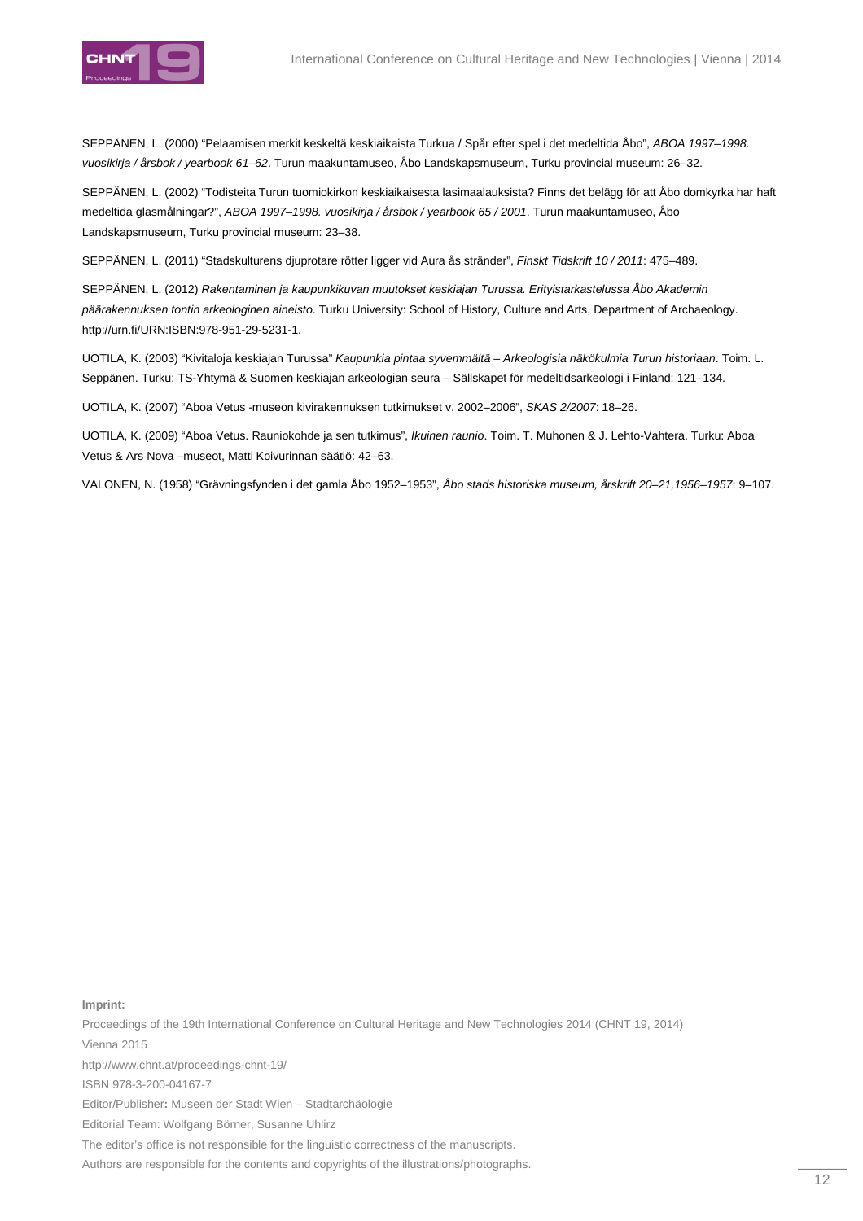SEPPÄNEN, L. (2000) "Pelaamisen merkit keskeltä keskiaikaista Turkua / Spår efter spel i det medeltida Åbo", *ABOA 1997–1998. vuosikirja / årsbok / yearbook 61–62*. Turun maakuntamuseo, Åbo Landskapsmuseum, Turku provincial museum: 26–32.

SEPPÄNEN, L. (2002) "Todisteita Turun tuomiokirkon keskiaikaisesta lasimaalauksista? Finns det belägg för att Åbo domkyrka har haft medeltida glasmålningar?", *ABOA 1997–1998. vuosikirja / årsbok / yearbook 65 / 2001*. Turun maakuntamuseo, Åbo Landskapsmuseum, Turku provincial museum: 23–38.

SEPPÄNEN, L. (2011) "Stadskulturens djuprotare rötter ligger vid Aura ås stränder", *Finskt Tidskrift 10 / 2011*: 475–489.

SEPPÄNEN, L. (2012) *Rakentaminen ja kaupunkikuvan muutokset keskiajan Turussa. Erityistarkastelussa Åbo Akademin päärakennuksen tontin arkeologinen aineisto*. Turku University: School of History, Culture and Arts, Department of Archaeology. http://urn.fi/URN:ISBN:978-951-29-5231-1.

UOTILA, K. (2003) "Kivitaloja keskiajan Turussa" *Kaupunkia pintaa syvemmältä – Arkeologisia näkökulmia Turun historiaan*. Toim. L. Seppänen. Turku: TS-Yhtymä & Suomen keskiajan arkeologian seura – Sällskapet för medeltidsarkeologi i Finland: 121–134.

UOTILA, K. (2007) "Aboa Vetus -museon kivirakennuksen tutkimukset v. 2002–2006", *SKAS 2/2007*: 18–26.

UOTILA, K. (2009) "Aboa Vetus. Rauniokohde ja sen tutkimus", *Ikuinen raunio*. Toim. T. Muhonen & J. Lehto-Vahtera. Turku: Aboa Vetus & Ars Nova –museot, Matti Koivurinnan säätiö: 42–63.

VALONEN, N. (1958) "Grävningsfynden i det gamla Åbo 1952–1953", *Åbo stads historiska museum, årskrift 20–21,1956–1957*: 9–107.

**Imprint:**

Proceedings of the 19th International Conference on Cultural Heritage and New Technologies 2014 (CHNT 19, 2014)

Vienna 2015

http://www.chnt.at/proceedings-chnt-19/

ISBN 978-3-200-04167-7

Editor/Publisher**:** Museen der Stadt Wien – Stadtarchäologie

Editorial Team: Wolfgang Börner, Susanne Uhlirz

The editor's office is not responsible for the linguistic correctness of the manuscripts.

Authors are responsible for the contents and copyrights of the illustrations/photographs.